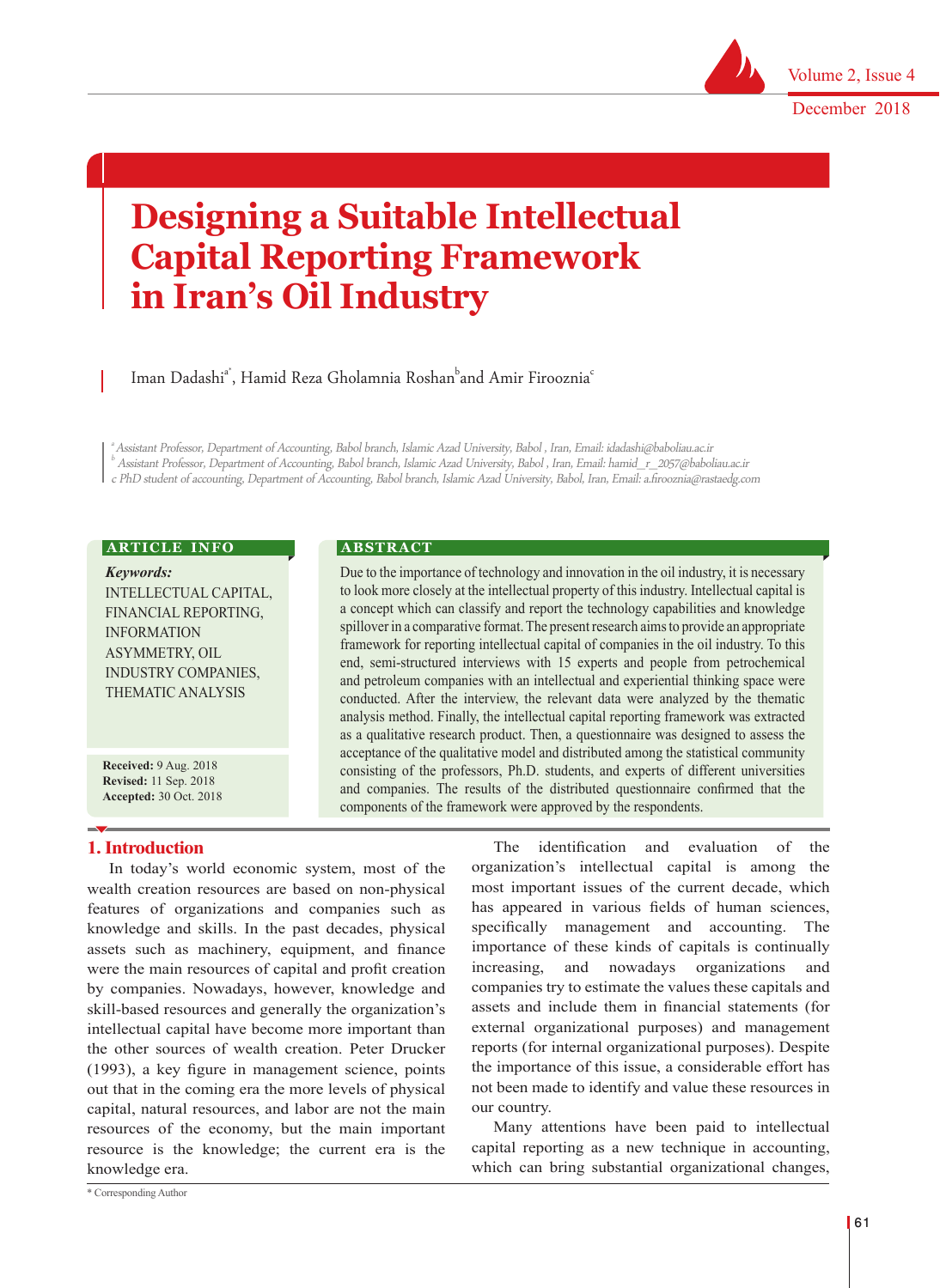# Designing a Suitable Intellectual Capital Reporting Framework in Iran's Oil Industry

Iman Dadashi[a*], Hamid Reza Gholamnia Roshan[b] and Amir Firooznia[c]

[a] Assistant Professor, Department of Accounting, Babol branch, Islamic Azad University, Babol , Iran, Email: idadashi@baboliau.ac.ir
[b] Assistant Professor, Department of Accounting, Babol branch, Islamic Azad University, Babol , Iran, Email: hamid_r_2057@baboliau.ac.ir
c PhD student of accounting, Department of Accounting, Babol branch, Islamic Azad University, Babol, Iran, Email: a.firooznia@rastaedg.com

**ARTICLE INFO**

***Keywords:***
INTELLECTUAL CAPITAL, FINANCIAL REPORTING, INFORMATION ASYMMETRY, OIL INDUSTRY COMPANIES, THEMATIC ANALYSIS

**Received:** 9 Aug. 2018
**Revised:** 11 Sep. 2018
**Accepted:** 30 Oct. 2018

**ABSTRACT**

Due to the importance of technology and innovation in the oil industry, it is necessary to look more closely at the intellectual property of this industry. Intellectual capital is a concept which can classify and report the technology capabilities and knowledge spillover in a comparative format. The present research aims to provide an appropriate framework for reporting intellectual capital of companies in the oil industry. To this end, semi-structured interviews with 15 experts and people from petrochemical and petroleum companies with an intellectual and experiential thinking space were conducted. After the interview, the relevant data were analyzed by the thematic analysis method. Finally, the intellectual capital reporting framework was extracted as a qualitative research product. Then, a questionnaire was designed to assess the acceptance of the qualitative model and distributed among the statistical community consisting of the professors, Ph.D. students, and experts of different universities and companies. The results of the distributed questionnaire confirmed that the components of the framework were approved by the respondents.

## 1. Introduction

In today's world economic system, most of the wealth creation resources are based on non-physical features of organizations and companies such as knowledge and skills. In the past decades, physical assets such as machinery, equipment, and finance were the main resources of capital and profit creation by companies. Nowadays, however, knowledge and skill-based resources and generally the organization's intellectual capital have become more important than the other sources of wealth creation. Peter Drucker (1993), a key figure in management science, points out that in the coming era the more levels of physical capital, natural resources, and labor are not the main resources of the economy, but the main important resource is the knowledge; the current era is the knowledge era.

The identification and evaluation of the organization's intellectual capital is among the most important issues of the current decade, which has appeared in various fields of human sciences, specifically management and accounting. The importance of these kinds of capitals is continually increasing, and nowadays organizations and companies try to estimate the values these capitals and assets and include them in financial statements (for external organizational purposes) and management reports (for internal organizational purposes). Despite the importance of this issue, a considerable effort has not been made to identify and value these resources in our country.

Many attentions have been paid to intellectual capital reporting as a new technique in accounting, which can bring substantial organizational changes,

* Corresponding Author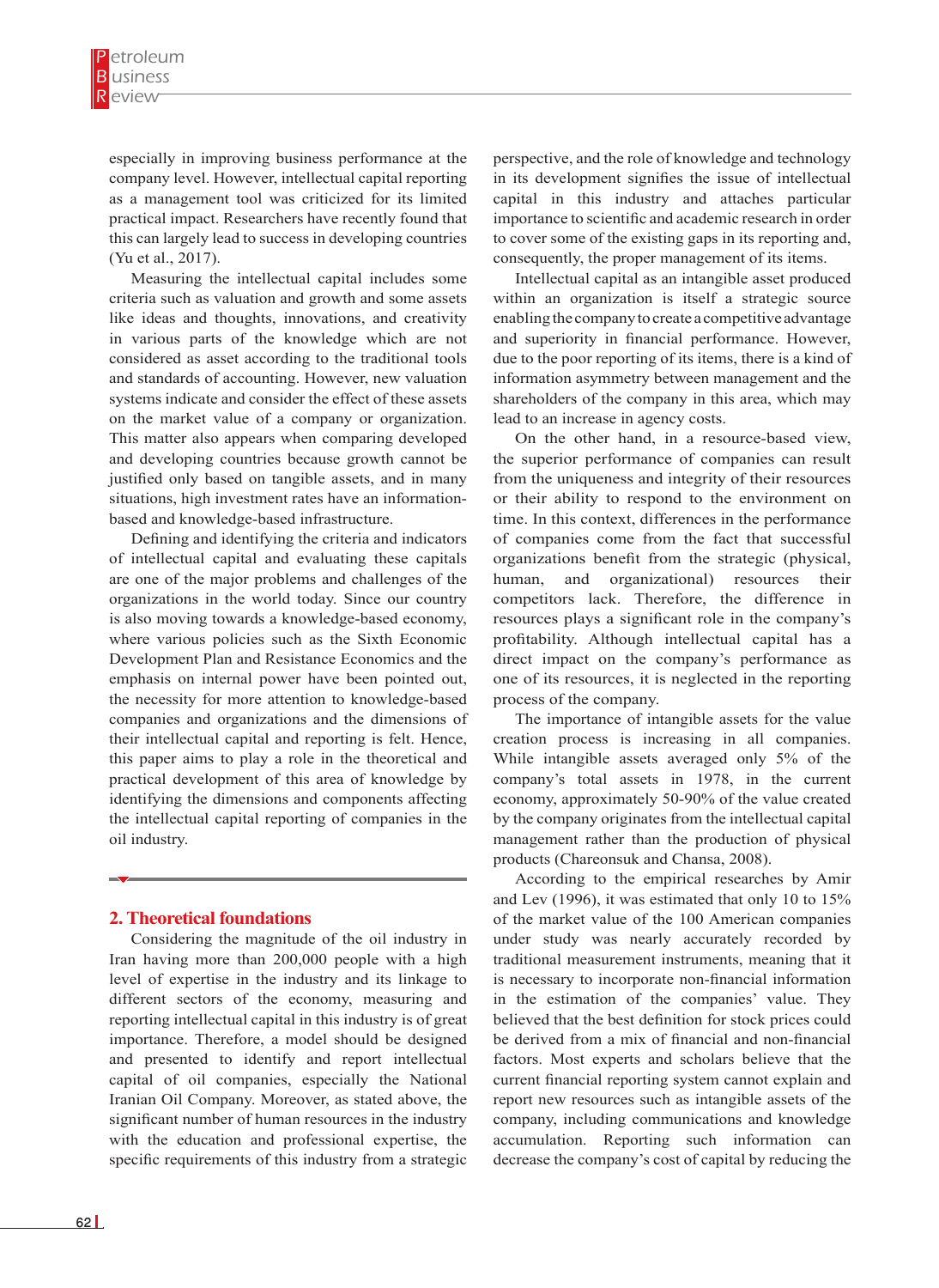especially in improving business performance at the company level. However, intellectual capital reporting as a management tool was criticized for its limited practical impact. Researchers have recently found that this can largely lead to success in developing countries (Yu et al., 2017).

Measuring the intellectual capital includes some criteria such as valuation and growth and some assets like ideas and thoughts, innovations, and creativity in various parts of the knowledge which are not considered as asset according to the traditional tools and standards of accounting. However, new valuation systems indicate and consider the effect of these assets on the market value of a company or organization. This matter also appears when comparing developed and developing countries because growth cannot be justified only based on tangible assets, and in many situations, high investment rates have an information-based and knowledge-based infrastructure.

Defining and identifying the criteria and indicators of intellectual capital and evaluating these capitals are one of the major problems and challenges of the organizations in the world today. Since our country is also moving towards a knowledge-based economy, where various policies such as the Sixth Economic Development Plan and Resistance Economics and the emphasis on internal power have been pointed out, the necessity for more attention to knowledge-based companies and organizations and the dimensions of their intellectual capital and reporting is felt. Hence, this paper aims to play a role in the theoretical and practical development of this area of knowledge by identifying the dimensions and components affecting the intellectual capital reporting of companies in the oil industry.

## 2. Theoretical foundations

Considering the magnitude of the oil industry in Iran having more than 200,000 people with a high level of expertise in the industry and its linkage to different sectors of the economy, measuring and reporting intellectual capital in this industry is of great importance. Therefore, a model should be designed and presented to identify and report intellectual capital of oil companies, especially the National Iranian Oil Company. Moreover, as stated above, the significant number of human resources in the industry with the education and professional expertise, the specific requirements of this industry from a strategic perspective, and the role of knowledge and technology in its development signifies the issue of intellectual capital in this industry and attaches particular importance to scientific and academic research in order to cover some of the existing gaps in its reporting and, consequently, the proper management of its items.

Intellectual capital as an intangible asset produced within an organization is itself a strategic source enabling the company to create a competitive advantage and superiority in financial performance. However, due to the poor reporting of its items, there is a kind of information asymmetry between management and the shareholders of the company in this area, which may lead to an increase in agency costs.

On the other hand, in a resource-based view, the superior performance of companies can result from the uniqueness and integrity of their resources or their ability to respond to the environment on time. In this context, differences in the performance of companies come from the fact that successful organizations benefit from the strategic (physical, human, and organizational) resources their competitors lack. Therefore, the difference in resources plays a significant role in the company's profitability. Although intellectual capital has a direct impact on the company's performance as one of its resources, it is neglected in the reporting process of the company.

The importance of intangible assets for the value creation process is increasing in all companies. While intangible assets averaged only 5% of the company's total assets in 1978, in the current economy, approximately 50-90% of the value created by the company originates from the intellectual capital management rather than the production of physical products (Chareonsuk and Chansa, 2008).

According to the empirical researches by Amir and Lev (1996), it was estimated that only 10 to 15% of the market value of the 100 American companies under study was nearly accurately recorded by traditional measurement instruments, meaning that it is necessary to incorporate non-financial information in the estimation of the companies' value. They believed that the best definition for stock prices could be derived from a mix of financial and non-financial factors. Most experts and scholars believe that the current financial reporting system cannot explain and report new resources such as intangible assets of the company, including communications and knowledge accumulation. Reporting such information can decrease the company's cost of capital by reducing the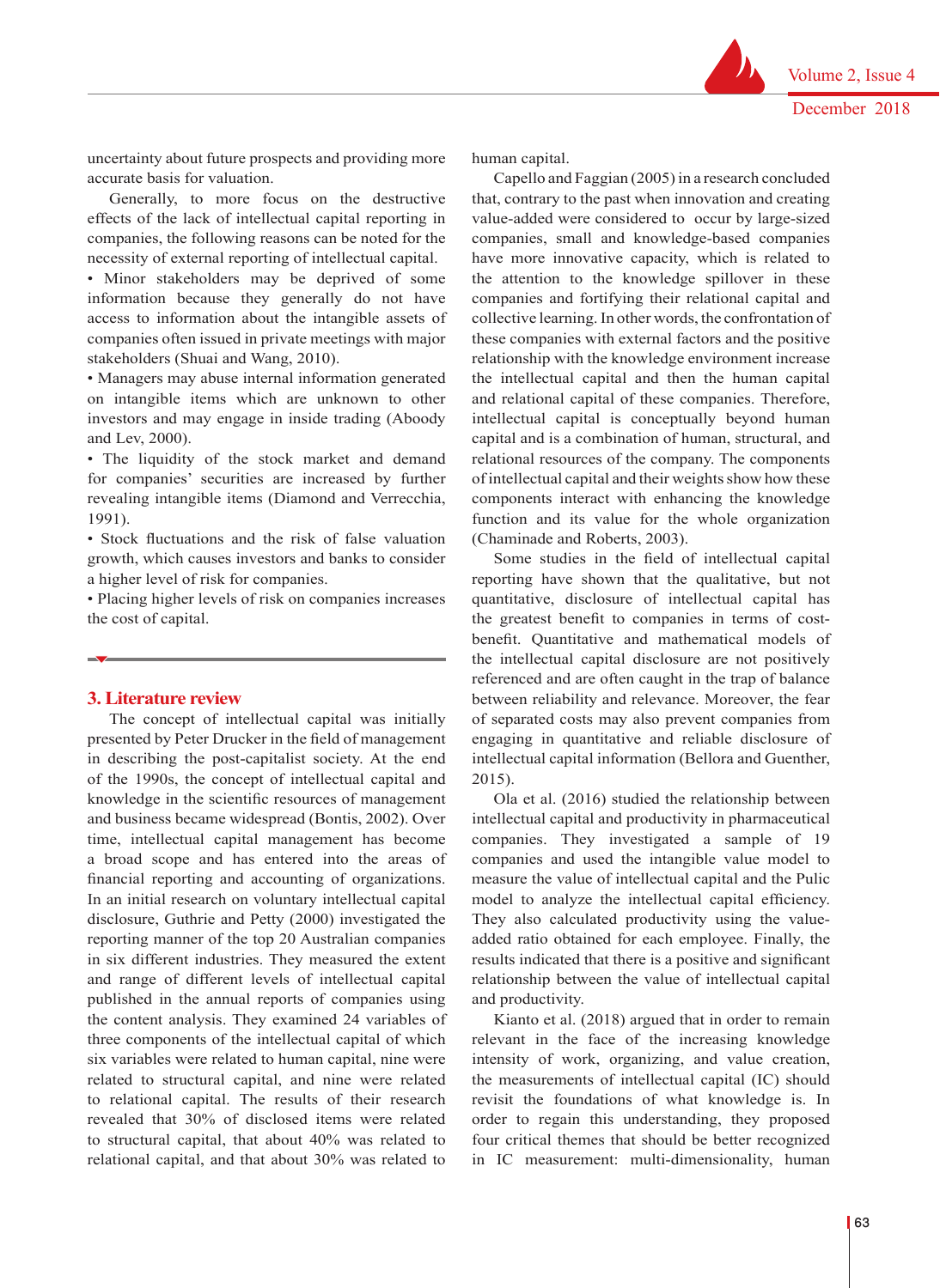uncertainty about future prospects and providing more accurate basis for valuation.

Generally, to more focus on the destructive effects of the lack of intellectual capital reporting in companies, the following reasons can be noted for the necessity of external reporting of intellectual capital.

- Minor stakeholders may be deprived of some information because they generally do not have access to information about the intangible assets of companies often issued in private meetings with major stakeholders (Shuai and Wang, 2010).
- Managers may abuse internal information generated on intangible items which are unknown to other investors and may engage in inside trading (Aboody and Lev, 2000).
- The liquidity of the stock market and demand for companies' securities are increased by further revealing intangible items (Diamond and Verrecchia, 1991).
- Stock fluctuations and the risk of false valuation growth, which causes investors and banks to consider a higher level of risk for companies.
- Placing higher levels of risk on companies increases the cost of capital.

## 3. Literature review

The concept of intellectual capital was initially presented by Peter Drucker in the field of management in describing the post-capitalist society. At the end of the 1990s, the concept of intellectual capital and knowledge in the scientific resources of management and business became widespread (Bontis, 2002). Over time, intellectual capital management has become a broad scope and has entered into the areas of financial reporting and accounting of organizations. In an initial research on voluntary intellectual capital disclosure, Guthrie and Petty (2000) investigated the reporting manner of the top 20 Australian companies in six different industries. They measured the extent and range of different levels of intellectual capital published in the annual reports of companies using the content analysis. They examined 24 variables of three components of the intellectual capital of which six variables were related to human capital, nine were related to structural capital, and nine were related to relational capital. The results of their research revealed that 30% of disclosed items were related to structural capital, that about 40% was related to relational capital, and that about 30% was related to human capital.

Capello and Faggian (2005) in a research concluded that, contrary to the past when innovation and creating value-added were considered to occur by large-sized companies, small and knowledge-based companies have more innovative capacity, which is related to the attention to the knowledge spillover in these companies and fortifying their relational capital and collective learning. In other words, the confrontation of these companies with external factors and the positive relationship with the knowledge environment increase the intellectual capital and then the human capital and relational capital of these companies. Therefore, intellectual capital is conceptually beyond human capital and is a combination of human, structural, and relational resources of the company. The components of intellectual capital and their weights show how these components interact with enhancing the knowledge function and its value for the whole organization (Chaminade and Roberts, 2003).

Some studies in the field of intellectual capital reporting have shown that the qualitative, but not quantitative, disclosure of intellectual capital has the greatest benefit to companies in terms of cost-benefit. Quantitative and mathematical models of the intellectual capital disclosure are not positively referenced and are often caught in the trap of balance between reliability and relevance. Moreover, the fear of separated costs may also prevent companies from engaging in quantitative and reliable disclosure of intellectual capital information (Bellora and Guenther, 2015).

Ola et al. (2016) studied the relationship between intellectual capital and productivity in pharmaceutical companies. They investigated a sample of 19 companies and used the intangible value model to measure the value of intellectual capital and the Pulic model to analyze the intellectual capital efficiency. They also calculated productivity using the value-added ratio obtained for each employee. Finally, the results indicated that there is a positive and significant relationship between the value of intellectual capital and productivity.

Kianto et al. (2018) argued that in order to remain relevant in the face of the increasing knowledge intensity of work, organizing, and value creation, the measurements of intellectual capital (IC) should revisit the foundations of what knowledge is. In order to regain this understanding, they proposed four critical themes that should be better recognized in IC measurement: multi-dimensionality, human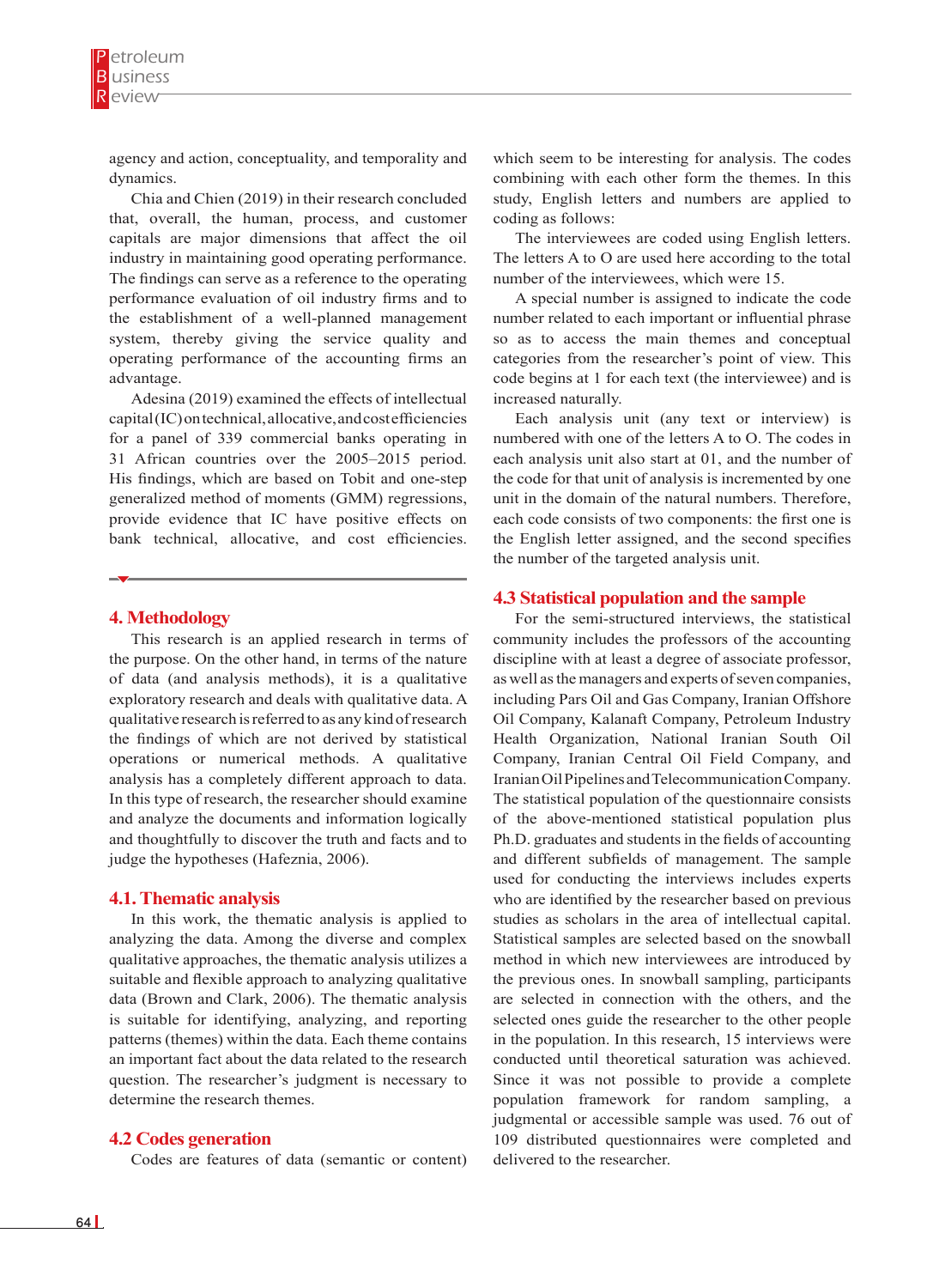agency and action, conceptuality, and temporality and dynamics.

Chia and Chien (2019) in their research concluded that, overall, the human, process, and customer capitals are major dimensions that affect the oil industry in maintaining good operating performance. The findings can serve as a reference to the operating performance evaluation of oil industry firms and to the establishment of a well-planned management system, thereby giving the service quality and operating performance of the accounting firms an advantage.

Adesina (2019) examined the effects of intellectual capital (IC) on technical, allocative, and cost efficiencies for a panel of 339 commercial banks operating in 31 African countries over the 2005–2015 period. His findings, which are based on Tobit and one-step generalized method of moments (GMM) regressions, provide evidence that IC have positive effects on bank technical, allocative, and cost efficiencies.

## 4. Methodology

This research is an applied research in terms of the purpose. On the other hand, in terms of the nature of data (and analysis methods), it is a qualitative exploratory research and deals with qualitative data. A qualitative research is referred to as any kind of research the findings of which are not derived by statistical operations or numerical methods. A qualitative analysis has a completely different approach to data. In this type of research, the researcher should examine and analyze the documents and information logically and thoughtfully to discover the truth and facts and to judge the hypotheses (Hafeznia, 2006).

### 4.1. Thematic analysis

In this work, the thematic analysis is applied to analyzing the data. Among the diverse and complex qualitative approaches, the thematic analysis utilizes a suitable and flexible approach to analyzing qualitative data (Brown and Clark, 2006). The thematic analysis is suitable for identifying, analyzing, and reporting patterns (themes) within the data. Each theme contains an important fact about the data related to the research question. The researcher's judgment is necessary to determine the research themes.

### 4.2 Codes generation

Codes are features of data (semantic or content) which seem to be interesting for analysis. The codes combining with each other form the themes. In this study, English letters and numbers are applied to coding as follows:

The interviewees are coded using English letters. The letters A to O are used here according to the total number of the interviewees, which were 15.

A special number is assigned to indicate the code number related to each important or influential phrase so as to access the main themes and conceptual categories from the researcher's point of view. This code begins at 1 for each text (the interviewee) and is increased naturally.

Each analysis unit (any text or interview) is numbered with one of the letters A to O. The codes in each analysis unit also start at 01, and the number of the code for that unit of analysis is incremented by one unit in the domain of the natural numbers. Therefore, each code consists of two components: the first one is the English letter assigned, and the second specifies the number of the targeted analysis unit.

### 4.3 Statistical population and the sample

For the semi-structured interviews, the statistical community includes the professors of the accounting discipline with at least a degree of associate professor, as well as the managers and experts of seven companies, including Pars Oil and Gas Company, Iranian Offshore Oil Company, Kalanaft Company, Petroleum Industry Health Organization, National Iranian South Oil Company, Iranian Central Oil Field Company, and Iranian Oil Pipelines and Telecommunication Company. The statistical population of the questionnaire consists of the above-mentioned statistical population plus Ph.D. graduates and students in the fields of accounting and different subfields of management. The sample used for conducting the interviews includes experts who are identified by the researcher based on previous studies as scholars in the area of intellectual capital. Statistical samples are selected based on the snowball method in which new interviewees are introduced by the previous ones. In snowball sampling, participants are selected in connection with the others, and the selected ones guide the researcher to the other people in the population. In this research, 15 interviews were conducted until theoretical saturation was achieved. Since it was not possible to provide a complete population framework for random sampling, a judgmental or accessible sample was used. 76 out of 109 distributed questionnaires were completed and delivered to the researcher.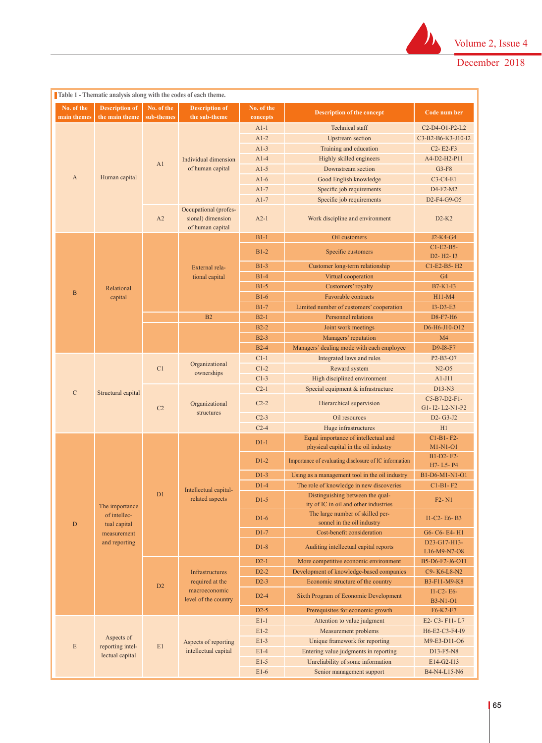**Table 1 - Thematic analysis along with the codes of each theme.**

| No. of the main themes | Description of the main theme | No. of the sub-themes | Description of the sub-theme | No. of the concepts | Description of the concept | Code num ber |
|---|---|---|---|---|---|---|
| A | Human capital | A1 | Individual dimension of human capital | A1-1 | Technical staff | C2-D4-O1-P2-L2 |
| | | | | A1-2 | Upstream section | C3-B2-B6-K3-J10-I2 |
| | | | | A1-3 | Training and education | C2- E2-F3 |
| | | | | A1-4 | Highly skilled engineers | A4-D2-H2-P11 |
| | | | | A1-5 | Downstream section | G3-F8 |
| | | | | A1-6 | Good English knowledge | C3-C4-E1 |
| | | | | A1-7 | Specific job requirements | D4-F2-M2 |
| | | | | A1-7 | Specific job requirements | D2-F4-G9-O5 |
| | | A2 | Occupational (professional) dimension of human capital | A2-1 | Work discipline and environment | D2-K2 |
| B | Relational capital | | External relational capital | B1-1 | Oil customers | J2-K4-G4 |
| | | | | B1-2 | Specific customers | C1-E2-B5-D2- H2- I3 |
| | | | | B1-3 | Customer long-term relationship | C1-E2-B5- H2 |
| | | | | B1-4 | Virtual cooperation | G4 |
| | | | | B1-5 | Customers' royalty | B7-K1-I3 |
| | | | | B1-6 | Favorable contracts | H11-M4 |
| | | | | B1-7 | Limited number of customers' cooperation | I3-D3-E3 |
| | | | B2 | B2-1 | Personnel relations | D8-F7-H6 |
| | | | | B2-2 | Joint work meetings | D6-H6-J10-O12 |
| | | | | B2-3 | Managers' reputation | M4 |
| | | | | B2-4 | Managers' dealing mode with each employee | D9-I8-F7 |
| C | Structural capital | C1 | Organizational ownerships | C1-1 | Integrated laws and rules | P2-B3-O7 |
| | | | | C1-2 | Reward system | N2-O5 |
| | | | | C1-3 | High disciplined environment | A1-J11 |
| | | C2 | Organizational structures | C2-1 | Special equipment & infrastructure | D13-N3 |
| | | | | C2-2 | Hierarchical supervision | C5-B7-D2-F1-G1- I2- L2-N1-P2 |
| | | | | C2-3 | Oil resources | D2- G3-J2 |
| | | | | C2-4 | Huge infrastructures | H1 |
| D | The importance of intellectual capital measurement and reporting | D1 | Intellectual capital-related aspects | D1-1 | Equal importance of intellectual and physical capital in the oil industry | C1-B1- F2-M1-N1-O1 |
| | | | | D1-2 | Importance of evaluating disclosure of IC information | B1-D2- F2-H7- L5- P4 |
| | | | | D1-3 | Using as a management tool in the oil industry | B1-D6-M1-N1-O1 |
| | | | | D1-4 | The role of knowledge in new discoveries | C1-B1- F2 |
| | | | | D1-5 | Distinguishing between the quality of IC in oil and other industries | F2- N1 |
| | | | | D1-6 | The large number of skilled personnel in the oil industry | I1-C2- E6- B3 |
| | | | | D1-7 | Cost-benefit consideration | G6- C6- E4- H1 |
| | | | | D1-8 | Auditing intellectual capital reports | D23-G17-H13-L16-M9-N7-O8 |
| | | D2 | Infrastructures required at the macroeconomic level of the country | D2-1 | More competitive economic environment | B5-D6-F2-J6-O11 |
| | | | | D2-2 | Development of knowledge-based companies | C9- K6-L8-N2 |
| | | | | D2-3 | Economic structure of the country | B3-F11-M9-K8 |
| | | | | D2-4 | Sixth Program of Economic Development | I1-C2- E6-B3-N1-O1 |
| | | | | D2-5 | Prerequisites for economic growth | F6-K2-E7 |
| E | Aspects of reporting intellectual capital | E1 | Aspects of reporting intellectual capital | E1-1 | Attention to value judgment | E2- C3- F11- L7 |
| | | | | E1-2 | Measurement problems | H6-E2-C3-F4-I9 |
| | | | | E1-3 | Unique framework for reporting | M9-E3-D11-O6 |
| | | | | E1-4 | Entering value judgments in reporting | D13-F5-N8 |
| | | | | E1-5 | Unreliability of some information | E14-G2-I13 |
| | | | | E1-6 | Senior management support | B4-N4-L15-N6 |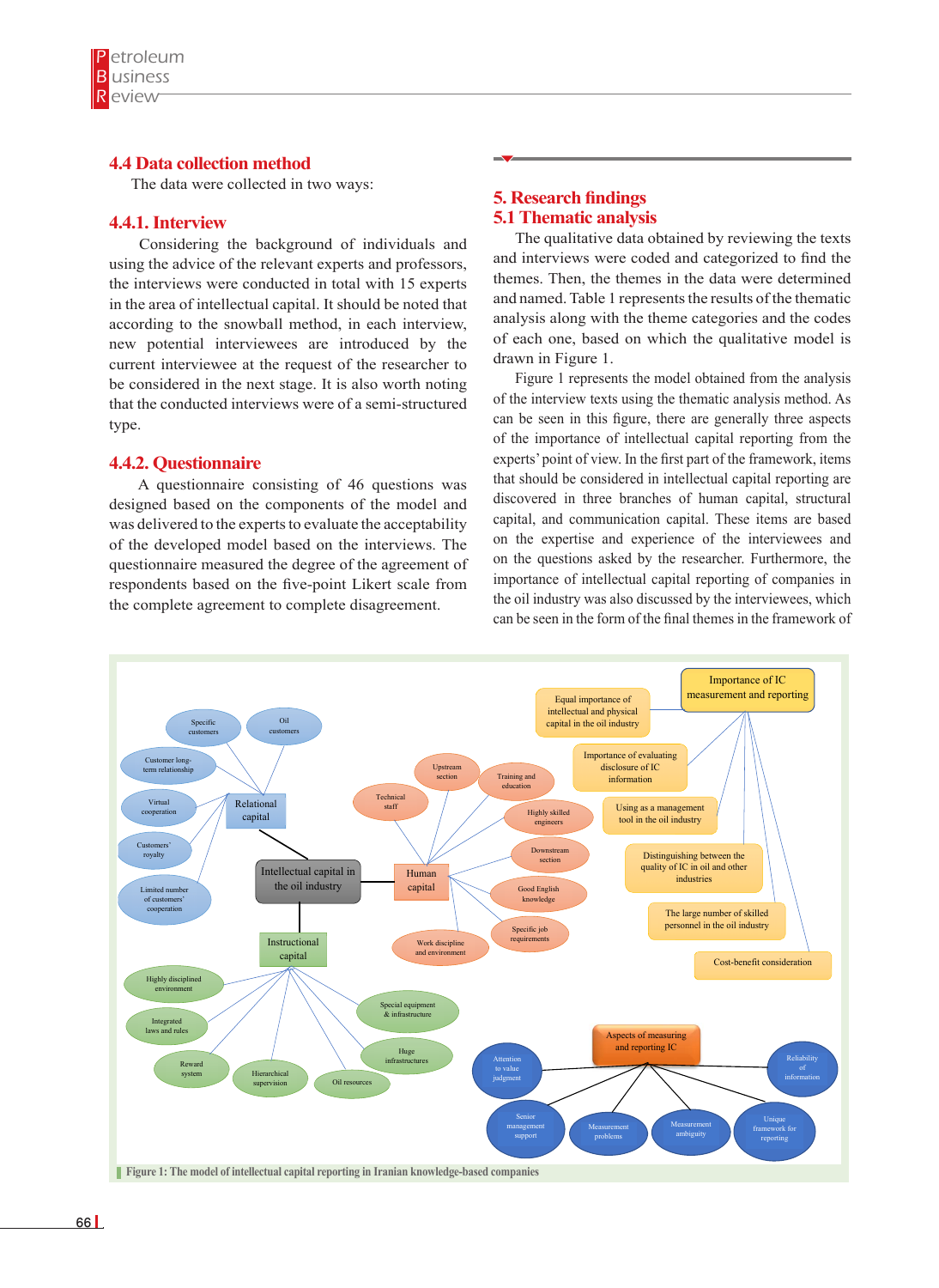## 4.4 Data collection method

The data were collected in two ways:

### 4.4.1. Interview

Considering the background of individuals and using the advice of the relevant experts and professors, the interviews were conducted in total with 15 experts in the area of intellectual capital. It should be noted that according to the snowball method, in each interview, new potential interviewees are introduced by the current interviewee at the request of the researcher to be considered in the next stage. It is also worth noting that the conducted interviews were of a semi-structured type.

### 4.4.2. Questionnaire

A questionnaire consisting of 46 questions was designed based on the components of the model and was delivered to the experts to evaluate the acceptability of the developed model based on the interviews. The questionnaire measured the degree of the agreement of respondents based on the five-point Likert scale from the complete agreement to complete disagreement.

## 5. Research findings

## 5.1 Thematic analysis

The qualitative data obtained by reviewing the texts and interviews were coded and categorized to find the themes. Then, the themes in the data were determined and named. Table 1 represents the results of the thematic analysis along with the theme categories and the codes of each one, based on which the qualitative model is drawn in Figure 1.

Figure 1 represents the model obtained from the analysis of the interview texts using the thematic analysis method. As can be seen in this figure, there are generally three aspects of the importance of intellectual capital reporting from the experts' point of view. In the first part of the framework, items that should be considered in intellectual capital reporting are discovered in three branches of human capital, structural capital, and communication capital. These items are based on the expertise and experience of the interviewees and on the questions asked by the researcher. Furthermore, the importance of intellectual capital reporting of companies in the oil industry was also discussed by the interviewees, which can be seen in the form of the final themes in the framework of

Figure 1: The model of intellectual capital reporting in Iranian knowledge-based companies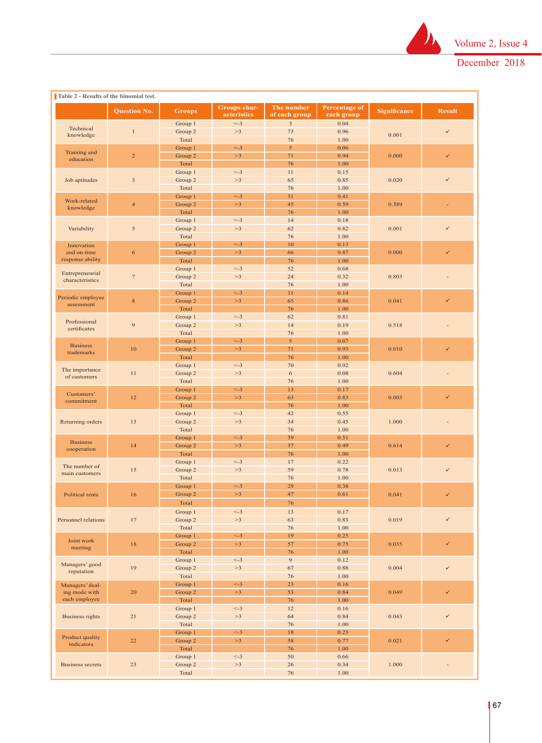**Table 2 - Results of the binomial test.**

| | Question No. | Groups | Groups characteristics | The number of each group | Percentage of each group | Significance | Result |
|---|---|---|---|---|---|---|---|
| Technical knowledge | 1 | Group 1 | <-3 | 3 | 0.04 | 0.001 | ✓ |
| | | Group 2 | >3 | 73 | 0.96 | | |
| | | Total | | 76 | 1.00 | | |
| Training and education | 2 | Group 1 | <-3 | 5 | 0.06 | 0.000 | ✓ |
| | | Group 2 | >3 | 71 | 0.94 | | |
| | | Total | | 76 | 1.00 | | |
| Job aptitudes | 3 | Group 1 | <-3 | 11 | 0.15 | 0.020 | ✓ |
| | | Group 2 | >3 | 65 | 0.85 | | |
| | | Total | | 76 | 1.00 | | |
| Work-related knowledge | 4 | Group 1 | <-3 | 31 | 0.41 | 0.389 | - |
| | | Group 2 | >3 | 45 | 0.59 | | |
| | | Total | | 76 | 1.00 | | |
| Variability | 5 | Group 1 | <-3 | 14 | 0.18 | 0.001 | ✓ |
| | | Group 2 | >3 | 62 | 0.82 | | |
| | | Total | | 76 | 1.00 | | |
| Innovation and on-time response ability | 6 | Group 1 | <-3 | 10 | 0.13 | 0.000 | ✓ |
| | | Group 2 | >3 | 66 | 0.87 | | |
| | | Total | | 76 | 1.00 | | |
| Entrepreneurial characteristics | 7 | Group 1 | <-3 | 52 | 0.68 | 0.803 | - |
| | | Group 2 | >3 | 24 | 0.32 | | |
| | | Total | | 76 | 1.00 | | |
| Periodic employee assessment | 8 | Group 1 | <-3 | 11 | 0.14 | 0.041 | ✓ |
| | | Group 2 | >3 | 65 | 0.86 | | |
| | | Total | | 76 | 1.00 | | |
| Professional certificates | 9 | Group 1 | <-3 | 62 | 0.81 | 0.518 | - |
| | | Group 2 | >3 | 14 | 0.19 | | |
| | | Total | | 76 | 1.00 | | |
| Business trademarks | 10 | Group 1 | <-3 | 5 | 0.07 | 0.010 | ✓ |
| | | Group 2 | >3 | 71 | 0.93 | | |
| | | Total | | 76 | 1.00 | | |
| The importance of customers | 11 | Group 1 | <-3 | 70 | 0.92 | 0.604 | - |
| | | Group 2 | >3 | 6 | 0.08 | | |
| | | Total | | 76 | 1.00 | | |
| Customers' commitment | 12 | Group 1 | <-3 | 13 | 0.17 | 0.003 | ✓ |
| | | Group 2 | >3 | 63 | 0.83 | | |
| | | Total | | 76 | 1.00 | | |
| Returning orders | 13 | Group 1 | <-3 | 42 | 0.55 | 1.000 | - |
| | | Group 2 | >3 | 34 | 0.45 | | |
| | | Total | | 76 | 1.00 | | |
| Business cooperation | 14 | Group 1 | <-3 | 39 | 0.51 | 0.614 | ✓ |
| | | Group 2 | >3 | 37 | 0.49 | | |
| | | Total | | 76 | 1.00 | | |
| The number of main customers | 15 | Group 1 | <-3 | 17 | 0.22 | 0.013 | ✓ |
| | | Group 2 | >3 | 59 | 0.78 | | |
| | | Total | | 76 | 1.00 | | |
| Political rents | 16 | Group 1 | <-3 | 29 | 0.38 | 0.041 | ✓ |
| | | Group 2 | >3 | 47 | 0.61 | | |
| | | Total | | 76 | | | |
| Personnel relations | 17 | Group 1 | <-3 | 13 | 0.17 | 0.019 | ✓ |
| | | Group 2 | >3 | 63 | 0.83 | | |
| | | Total | | 76 | 1.00 | | |
| Joint work meeting | 18 | Group 1 | <-3 | 19 | 0.25 | 0.035 | ✓ |
| | | Group 2 | >3 | 57 | 0.75 | | |
| | | Total | | 76 | 1.00 | | |
| Managers' good reputation | 19 | Group 1 | <-3 | 9 | 0.12 | 0.004 | ✓ |
| | | Group 2 | >3 | 67 | 0.88 | | |
| | | Total | | 76 | 1.00 | | |
| Managers' dealing mode with each employee | 20 | Group 1 | <-3 | 23 | 0.16 | 0.049 | ✓ |
| | | Group 2 | >3 | 53 | 0.84 | | |
| | | Total | | 76 | 1.00 | | |
| Business rights | 21 | Group 1 | <-3 | 12 | 0.16 | 0.043 | ✓ |
| | | Group 2 | >3 | 64 | 0.84 | | |
| | | Total | | 76 | 1.00 | | |
| Product quality indicators | 22 | Group 1 | <-3 | 18 | 0.23 | 0.021 | ✓ |
| | | Group 2 | >3 | 58 | 0.77 | | |
| | | Total | | 76 | 1.00 | | |
| Business secrets | 23 | Group 1 | <-3 | 50 | 0.66 | 1.000 | - |
| | | Group 2 | >3 | 26 | 0.34 | | |
| | | Total | | 76 | 1.00 | | |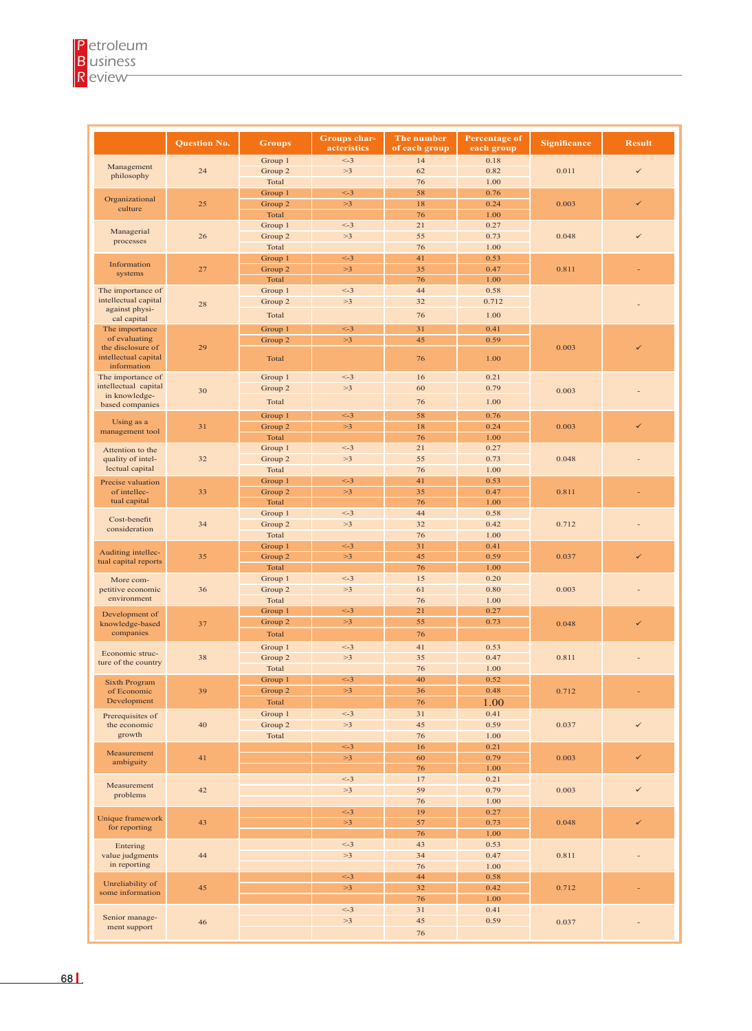| | Question No. | Groups | Groups characteristics | The number of each group | Percentage of each group | Significance | Result |
|---|---|---|---|---|---|---|---|
| Management philosophy | 24 | Group 1 | <-3 | 14 | 0.18 | 0.011 | ✓ |
| | | Group 2 | >3 | 62 | 0.82 | | |
| | | Total | | 76 | 1.00 | | |
| Organizational culture | 25 | Group 1 | <-3 | 58 | 0.76 | 0.003 | ✓ |
| | | Group 2 | >3 | 18 | 0.24 | | |
| | | Total | | 76 | 1.00 | | |
| Managerial processes | 26 | Group 1 | <-3 | 21 | 0.27 | 0.048 | ✓ |
| | | Group 2 | >3 | 55 | 0.73 | | |
| | | Total | | 76 | 1.00 | | |
| Information systems | 27 | Group 1 | <-3 | 41 | 0.53 | 0.811 | - |
| | | Group 2 | >3 | 35 | 0.47 | | |
| | | Total | | 76 | 1.00 | | |
| The importance of intellectual capital against physical capital | 28 | Group 1 | <-3 | 44 | 0.58 | | - |
| | | Group 2 | >3 | 32 | 0.712 | | |
| | | Total | | 76 | 1.00 | | |
| The importance of evaluating the disclosure of intellectual capital information | 29 | Group 1 | <-3 | 31 | 0.41 | 0.003 | ✓ |
| | | Group 2 | >3 | 45 | 0.59 | | |
| | | Total | | 76 | 1.00 | | |
| The importance of intellectual capital in knowledge-based companies | 30 | Group 1 | <-3 | 16 | 0.21 | 0.003 | - |
| | | Group 2 | >3 | 60 | 0.79 | | |
| | | Total | | 76 | 1.00 | | |
| Using as a management tool | 31 | Group 1 | <-3 | 58 | 0.76 | 0.003 | ✓ |
| | | Group 2 | >3 | 18 | 0.24 | | |
| | | Total | | 76 | 1.00 | | |
| Attention to the quality of intellectual capital | 32 | Group 1 | <-3 | 21 | 0.27 | 0.048 | - |
| | | Group 2 | >3 | 55 | 0.73 | | |
| | | Total | | 76 | 1.00 | | |
| Precise valuation of intellectual capital | 33 | Group 1 | <-3 | 41 | 0.53 | 0.811 | - |
| | | Group 2 | >3 | 35 | 0.47 | | |
| | | Total | | 76 | 1.00 | | |
| Cost-benefit consideration | 34 | Group 1 | <-3 | 44 | 0.58 | 0.712 | - |
| | | Group 2 | >3 | 32 | 0.42 | | |
| | | Total | | 76 | 1.00 | | |
| Auditing intellectual capital reports | 35 | Group 1 | <-3 | 31 | 0.41 | 0.037 | ✓ |
| | | Group 2 | >3 | 45 | 0.59 | | |
| | | Total | | 76 | 1.00 | | |
| More competitive economic environment | 36 | Group 1 | <-3 | 15 | 0.20 | 0.003 | - |
| | | Group 2 | >3 | 61 | 0.80 | | |
| | | Total | | 76 | 1.00 | | |
| Development of knowledge-based companies | 37 | Group 1 | <-3 | 21 | 0.27 | 0.048 | ✓ |
| | | Group 2 | >3 | 55 | 0.73 | | |
| | | Total | | 76 | | | |
| Economic structure of the country | 38 | Group 1 | <-3 | 41 | 0.53 | 0.811 | - |
| | | Group 2 | >3 | 35 | 0.47 | | |
| | | Total | | 76 | 1.00 | | |
| Sixth Program of Economic Development | 39 | Group 1 | <-3 | 40 | 0.52 | 0.712 | - |
| | | Group 2 | >3 | 36 | 0.48 | | |
| | | Total | | 76 | 1.00 | | |
| Prerequisites of the economic growth | 40 | Group 1 | <-3 | 31 | 0.41 | 0.037 | ✓ |
| | | Group 2 | >3 | 45 | 0.59 | | |
| | | Total | | 76 | 1.00 | | |
| Measurement ambiguity | 41 | | <-3 | 16 | 0.21 | 0.003 | ✓ |
| | | | >3 | 60 | 0.79 | | |
| | | | | 76 | 1.00 | | |
| Measurement problems | 42 | | <-3 | 17 | 0.21 | 0.003 | ✓ |
| | | | >3 | 59 | 0.79 | | |
| | | | | 76 | 1.00 | | |
| Unique framework for reporting | 43 | | <-3 | 19 | 0.27 | 0.048 | ✓ |
| | | | >3 | 57 | 0.73 | | |
| | | | | 76 | 1.00 | | |
| Entering value judgments in reporting | 44 | | <-3 | 43 | 0.53 | 0.811 | - |
| | | | >3 | 34 | 0.47 | | |
| | | | | 76 | 1.00 | | |
| Unreliability of some information | 45 | | <-3 | 44 | 0.58 | 0.712 | - |
| | | | >3 | 32 | 0.42 | | |
| | | | | 76 | 1.00 | | |
| Senior management support | 46 | | <-3 | 31 | 0.41 | 0.037 | - |
| | | | >3 | 45 | 0.59 | | |
| | | | | 76 | | | |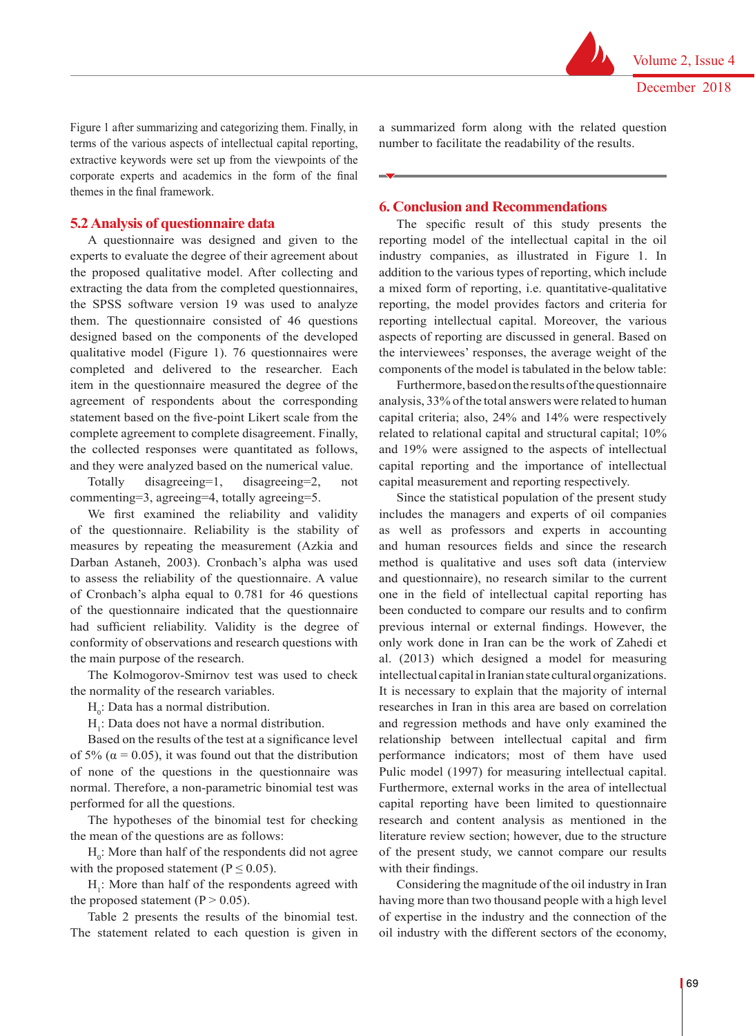Figure 1 after summarizing and categorizing them. Finally, in terms of the various aspects of intellectual capital reporting, extractive keywords were set up from the viewpoints of the corporate experts and academics in the form of the final themes in the final framework.

## 5.2 Analysis of questionnaire data

A questionnaire was designed and given to the experts to evaluate the degree of their agreement about the proposed qualitative model. After collecting and extracting the data from the completed questionnaires, the SPSS software version 19 was used to analyze them. The questionnaire consisted of 46 questions designed based on the components of the developed qualitative model (Figure 1). 76 questionnaires were completed and delivered to the researcher. Each item in the questionnaire measured the degree of the agreement of respondents about the corresponding statement based on the five-point Likert scale from the complete agreement to complete disagreement. Finally, the collected responses were quantitated as follows, and they were analyzed based on the numerical value.

Totally disagreeing=1, disagreeing=2, not commenting=3, agreeing=4, totally agreeing=5.

We first examined the reliability and validity of the questionnaire. Reliability is the stability of measures by repeating the measurement (Azkia and Darban Astaneh, 2003). Cronbach's alpha was used to assess the reliability of the questionnaire. A value of Cronbach's alpha equal to 0.781 for 46 questions of the questionnaire indicated that the questionnaire had sufficient reliability. Validity is the degree of conformity of observations and research questions with the main purpose of the research.

The Kolmogorov-Smirnov test was used to check the normality of the research variables.

$H_0$: Data has a normal distribution.

$H_1$: Data does not have a normal distribution.

Based on the results of the test at a significance level of 5% ($\alpha = 0.05$), it was found out that the distribution of none of the questions in the questionnaire was normal. Therefore, a non-parametric binomial test was performed for all the questions.

The hypotheses of the binomial test for checking the mean of the questions are as follows:

$H_0$: More than half of the respondents did not agree with the proposed statement ($P \leq 0.05$).

$H_1$: More than half of the respondents agreed with the proposed statement ($P > 0.05$).

Table 2 presents the results of the binomial test. The statement related to each question is given in a summarized form along with the related question number to facilitate the readability of the results.

## 6. Conclusion and Recommendations

The specific result of this study presents the reporting model of the intellectual capital in the oil industry companies, as illustrated in Figure 1. In addition to the various types of reporting, which include a mixed form of reporting, i.e. quantitative-qualitative reporting, the model provides factors and criteria for reporting intellectual capital. Moreover, the various aspects of reporting are discussed in general. Based on the interviewees' responses, the average weight of the components of the model is tabulated in the below table:

Furthermore, based on the results of the questionnaire analysis, 33% of the total answers were related to human capital criteria; also, 24% and 14% were respectively related to relational capital and structural capital; 10% and 19% were assigned to the aspects of intellectual capital reporting and the importance of intellectual capital measurement and reporting respectively.

Since the statistical population of the present study includes the managers and experts of oil companies as well as professors and experts in accounting and human resources fields and since the research method is qualitative and uses soft data (interview and questionnaire), no research similar to the current one in the field of intellectual capital reporting has been conducted to compare our results and to confirm previous internal or external findings. However, the only work done in Iran can be the work of Zahedi et al. (2013) which designed a model for measuring intellectual capital in Iranian state cultural organizations. It is necessary to explain that the majority of internal researches in Iran in this area are based on correlation and regression methods and have only examined the relationship between intellectual capital and firm performance indicators; most of them have used Pulic model (1997) for measuring intellectual capital. Furthermore, external works in the area of intellectual capital reporting have been limited to questionnaire research and content analysis as mentioned in the literature review section; however, due to the structure of the present study, we cannot compare our results with their findings.

Considering the magnitude of the oil industry in Iran having more than two thousand people with a high level of expertise in the industry and the connection of the oil industry with the different sectors of the economy,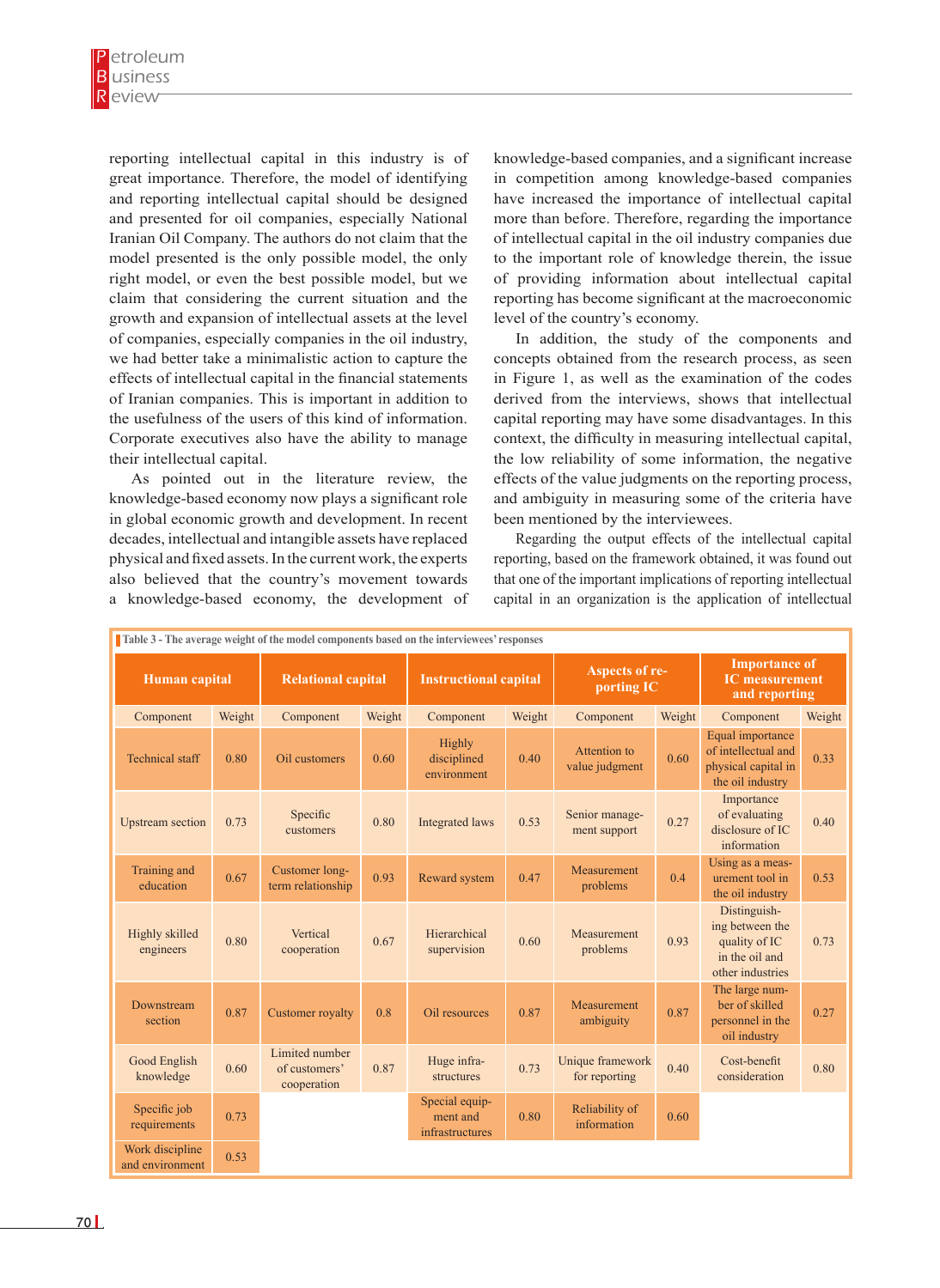reporting intellectual capital in this industry is of great importance. Therefore, the model of identifying and reporting intellectual capital should be designed and presented for oil companies, especially National Iranian Oil Company. The authors do not claim that the model presented is the only possible model, the only right model, or even the best possible model, but we claim that considering the current situation and the growth and expansion of intellectual assets at the level of companies, especially companies in the oil industry, we had better take a minimalistic action to capture the effects of intellectual capital in the financial statements of Iranian companies. This is important in addition to the usefulness of the users of this kind of information. Corporate executives also have the ability to manage their intellectual capital.

As pointed out in the literature review, the knowledge-based economy now plays a significant role in global economic growth and development. In recent decades, intellectual and intangible assets have replaced physical and fixed assets. In the current work, the experts also believed that the country's movement towards a knowledge-based economy, the development of knowledge-based companies, and a significant increase in competition among knowledge-based companies have increased the importance of intellectual capital more than before. Therefore, regarding the importance of intellectual capital in the oil industry companies due to the important role of knowledge therein, the issue of providing information about intellectual capital reporting has become significant at the macroeconomic level of the country's economy.

In addition, the study of the components and concepts obtained from the research process, as seen in Figure 1, as well as the examination of the codes derived from the interviews, shows that intellectual capital reporting may have some disadvantages. In this context, the difficulty in measuring intellectual capital, the low reliability of some information, the negative effects of the value judgments on the reporting process, and ambiguity in measuring some of the criteria have been mentioned by the interviewees.

Regarding the output effects of the intellectual capital reporting, based on the framework obtained, it was found out that one of the important implications of reporting intellectual capital in an organization is the application of intellectual

**Table 3 - The average weight of the model components based on the interviewees' responses**

| Human capital | | Relational capital | | Instructional capital | | Aspects of reporting IC | | Importance of IC measurement and reporting | |
|---|---|---|---|---|---|---|---|---|---|
| Component | Weight | Component | Weight | Component | Weight | Component | Weight | Component | Weight |
| Technical staff | 0.80 | Oil customers | 0.60 | Highly disciplined environment | 0.40 | Attention to value judgment | 0.60 | Equal importance of intellectual and physical capital in the oil industry | 0.33 |
| Upstream section | 0.73 | Specific customers | 0.80 | Integrated laws | 0.53 | Senior management support | 0.27 | Importance of evaluating disclosure of IC information | 0.40 |
| Training and education | 0.67 | Customer long-term relationship | 0.93 | Reward system | 0.47 | Measurement problems | 0.4 | Using as a measurement tool in the oil industry | 0.53 |
| Highly skilled engineers | 0.80 | Vertical cooperation | 0.67 | Hierarchical supervision | 0.60 | Measurement problems | 0.93 | Distinguishing between the quality of IC in the oil and other industries | 0.73 |
| Downstream section | 0.87 | Customer royalty | 0.8 | Oil resources | 0.87 | Measurement ambiguity | 0.87 | The large number of skilled personnel in the oil industry | 0.27 |
| Good English knowledge | 0.60 | Limited number of customers' cooperation | 0.87 | Huge infrastructures | 0.73 | Unique framework for reporting | 0.40 | Cost-benefit consideration | 0.80 |
| Specific job requirements | 0.73 | | | Special equipment and infrastructures | 0.80 | Reliability of information | 0.60 | | |
| Work discipline and environment | 0.53 | | | | | | | | |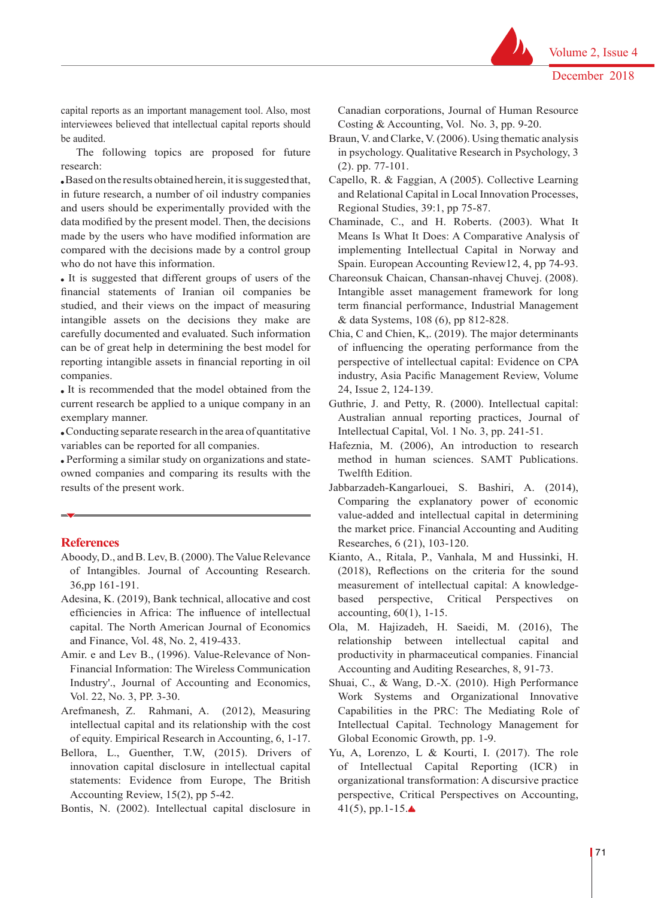capital reports as an important management tool. Also, most interviewees believed that intellectual capital reports should be audited.

The following topics are proposed for future research:

- Based on the results obtained herein, it is suggested that, in future research, a number of oil industry companies and users should be experimentally provided with the data modified by the present model. Then, the decisions made by the users who have modified information are compared with the decisions made by a control group who do not have this information.
- It is suggested that different groups of users of the financial statements of Iranian oil companies be studied, and their views on the impact of measuring intangible assets on the decisions they make are carefully documented and evaluated. Such information can be of great help in determining the best model for reporting intangible assets in financial reporting in oil companies.
- It is recommended that the model obtained from the current research be applied to a unique company in an exemplary manner.
- Conducting separate research in the area of quantitative variables can be reported for all companies.
- Performing a similar study on organizations and state-owned companies and comparing its results with the results of the present work.

## References

Aboody, D., and B. Lev, B. (2000). The Value Relevance of Intangibles. Journal of Accounting Research. 36,pp 161-191.

Adesina, K. (2019), Bank technical, allocative and cost efficiencies in Africa: The influence of intellectual capital. The North American Journal of Economics and Finance, Vol. 48, No. 2, 419-433.

Amir. e and Lev B., (1996). Value-Relevance of Non-Financial Information: The Wireless Communication Industry'., Journal of Accounting and Economics, Vol. 22, No. 3, PP. 3-30.

Arefmanesh, Z. Rahmani, A. (2012), Measuring intellectual capital and its relationship with the cost of equity. Empirical Research in Accounting, 6, 1-17.

Bellora, L., Guenther, T.W, (2015). Drivers of innovation capital disclosure in intellectual capital statements: Evidence from Europe, The British Accounting Review, 15(2), pp 5-42.

Bontis, N. (2002). Intellectual capital disclosure in Canadian corporations, Journal of Human Resource Costing & Accounting, Vol. No. 3, pp. 9-20.

Braun, V. and Clarke, V. (2006). Using thematic analysis in psychology. Qualitative Research in Psychology, 3 (2). pp. 77-101.

Capello, R. & Faggian, A (2005). Collective Learning and Relational Capital in Local Innovation Processes, Regional Studies, 39:1, pp 75-87.

Chaminade, C., and H. Roberts. (2003). What It Means Is What It Does: A Comparative Analysis of implementing Intellectual Capital in Norway and Spain. European Accounting Review12, 4, pp 74-93.

Chareonsuk Chaican, Chansan-nhavej Chuvej. (2008). Intangible asset management framework for long term financial performance, Industrial Management & data Systems, 108 (6), pp 812-828.

Chia, C and Chien, K,. (2019). The major determinants of influencing the operating performance from the perspective of intellectual capital: Evidence on CPA industry, Asia Pacific Management Review, Volume 24, Issue 2, 124-139.

Guthrie, J. and Petty, R. (2000). Intellectual capital: Australian annual reporting practices, Journal of Intellectual Capital, Vol. 1 No. 3, pp. 241-51.

Hafeznia, M. (2006), An introduction to research method in human sciences. SAMT Publications. Twelfth Edition.

Jabbarzadeh-Kangarlouei, S. Bashiri, A. (2014), Comparing the explanatory power of economic value-added and intellectual capital in determining the market price. Financial Accounting and Auditing Researches, 6 (21), 103-120.

Kianto, A., Ritala, P., Vanhala, M and Hussinki, H. (2018), Reflections on the criteria for the sound measurement of intellectual capital: A knowledge-based perspective, Critical Perspectives on accounting, 60(1), 1-15.

Ola, M. Hajizadeh, H. Saeidi, M. (2016), The relationship between intellectual capital and productivity in pharmaceutical companies. Financial Accounting and Auditing Researches, 8, 91-73.

Shuai, C., & Wang, D.-X. (2010). High Performance Work Systems and Organizational Innovative Capabilities in the PRC: The Mediating Role of Intellectual Capital. Technology Management for Global Economic Growth, pp. 1-9.

Yu, A, Lorenzo, L & Kourti, I. (2017). The role of Intellectual Capital Reporting (ICR) in organizational transformation: A discursive practice perspective, Critical Perspectives on Accounting, 41(5), pp.1-15.